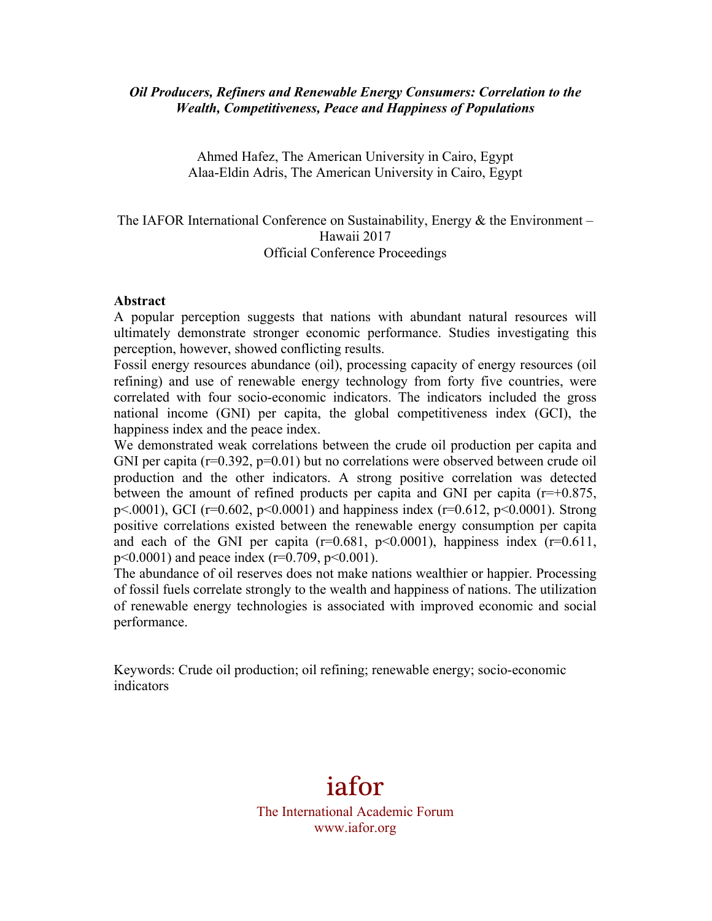***Oil Producers, Refiners and Renewable Energy Consumers: Correlation to the Wealth, Competitiveness, Peace and Happiness of Populations***

Ahmed Hafez, The American University in Cairo, Egypt
Alaa-Eldin Adris, The American University in Cairo, Egypt

The IAFOR International Conference on Sustainability, Energy & the Environment – Hawaii 2017
Official Conference Proceedings

**Abstract**

A popular perception suggests that nations with abundant natural resources will ultimately demonstrate stronger economic performance. Studies investigating this perception, however, showed conflicting results.

Fossil energy resources abundance (oil), processing capacity of energy resources (oil refining) and use of renewable energy technology from forty five countries, were correlated with four socio-economic indicators. The indicators included the gross national income (GNI) per capita, the global competitiveness index (GCI), the happiness index and the peace index.

We demonstrated weak correlations between the crude oil production per capita and GNI per capita ($r=0.392$, $p=0.01$) but no correlations were observed between crude oil production and the other indicators. A strong positive correlation was detected between the amount of refined products per capita and GNI per capita ($r=+0.875$, $p<.0001$), GCI ($r=0.602$, $p<0.0001$) and happiness index ($r=0.612$, $p<0.0001$). Strong positive correlations existed between the renewable energy consumption per capita and each of the GNI per capita ($r=0.681$, $p<0.0001$), happiness index ($r=0.611$, $p<0.0001$) and peace index ($r=0.709$, $p<0.001$).

The abundance of oil reserves does not make nations wealthier or happier. Processing of fossil fuels correlate strongly to the wealth and happiness of nations. The utilization of renewable energy technologies is associated with improved economic and social performance.

Keywords: Crude oil production; oil refining; renewable energy; socio-economic indicators

iafor
The International Academic Forum
www.iafor.org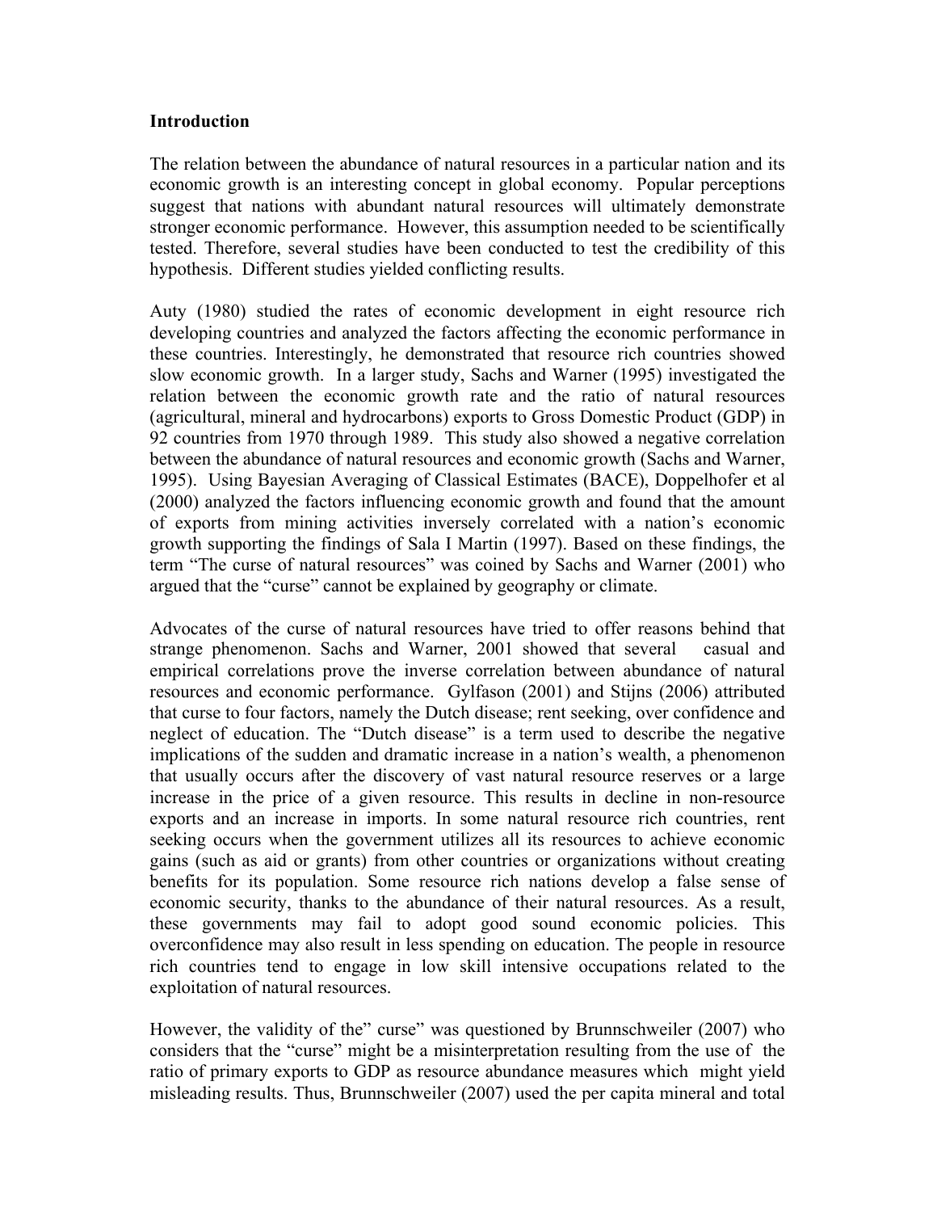**Introduction**

The relation between the abundance of natural resources in a particular nation and its economic growth is an interesting concept in global economy. Popular perceptions suggest that nations with abundant natural resources will ultimately demonstrate stronger economic performance. However, this assumption needed to be scientifically tested. Therefore, several studies have been conducted to test the credibility of this hypothesis. Different studies yielded conflicting results.

Auty (1980) studied the rates of economic development in eight resource rich developing countries and analyzed the factors affecting the economic performance in these countries. Interestingly, he demonstrated that resource rich countries showed slow economic growth. In a larger study, Sachs and Warner (1995) investigated the relation between the economic growth rate and the ratio of natural resources (agricultural, mineral and hydrocarbons) exports to Gross Domestic Product (GDP) in 92 countries from 1970 through 1989. This study also showed a negative correlation between the abundance of natural resources and economic growth (Sachs and Warner, 1995). Using Bayesian Averaging of Classical Estimates (BACE), Doppelhofer et al (2000) analyzed the factors influencing economic growth and found that the amount of exports from mining activities inversely correlated with a nation's economic growth supporting the findings of Sala I Martin (1997). Based on these findings, the term "The curse of natural resources" was coined by Sachs and Warner (2001) who argued that the "curse" cannot be explained by geography or climate.

Advocates of the curse of natural resources have tried to offer reasons behind that strange phenomenon. Sachs and Warner, 2001 showed that several casual and empirical correlations prove the inverse correlation between abundance of natural resources and economic performance. Gylfason (2001) and Stijns (2006) attributed that curse to four factors, namely the Dutch disease; rent seeking, over confidence and neglect of education. The "Dutch disease" is a term used to describe the negative implications of the sudden and dramatic increase in a nation's wealth, a phenomenon that usually occurs after the discovery of vast natural resource reserves or a large increase in the price of a given resource. This results in decline in non-resource exports and an increase in imports. In some natural resource rich countries, rent seeking occurs when the government utilizes all its resources to achieve economic gains (such as aid or grants) from other countries or organizations without creating benefits for its population. Some resource rich nations develop a false sense of economic security, thanks to the abundance of their natural resources. As a result, these governments may fail to adopt good sound economic policies. This overconfidence may also result in less spending on education. The people in resource rich countries tend to engage in low skill intensive occupations related to the exploitation of natural resources.

However, the validity of the" curse" was questioned by Brunnschweiler (2007) who considers that the "curse" might be a misinterpretation resulting from the use of the ratio of primary exports to GDP as resource abundance measures which might yield misleading results. Thus, Brunnschweiler (2007) used the per capita mineral and total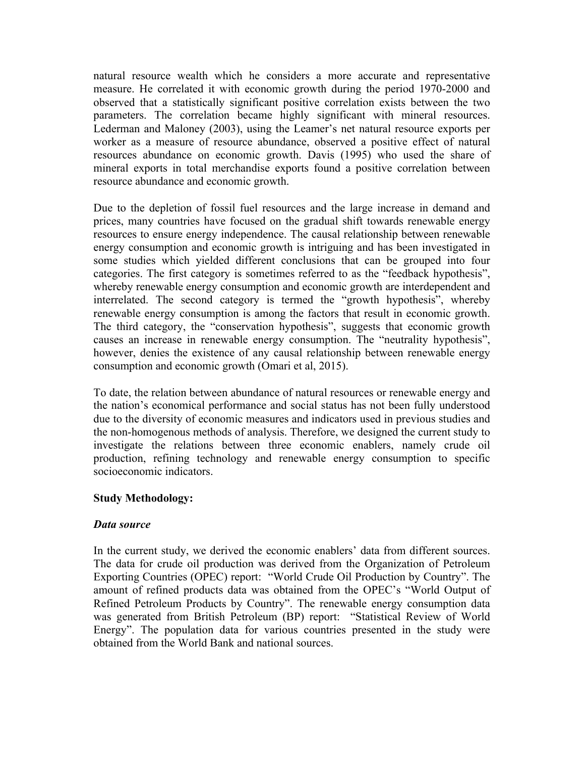natural resource wealth which he considers a more accurate and representative measure. He correlated it with economic growth during the period 1970-2000 and observed that a statistically significant positive correlation exists between the two parameters. The correlation became highly significant with mineral resources. Lederman and Maloney (2003), using the Leamer's net natural resource exports per worker as a measure of resource abundance, observed a positive effect of natural resources abundance on economic growth. Davis (1995) who used the share of mineral exports in total merchandise exports found a positive correlation between resource abundance and economic growth.

Due to the depletion of fossil fuel resources and the large increase in demand and prices, many countries have focused on the gradual shift towards renewable energy resources to ensure energy independence. The causal relationship between renewable energy consumption and economic growth is intriguing and has been investigated in some studies which yielded different conclusions that can be grouped into four categories. The first category is sometimes referred to as the "feedback hypothesis", whereby renewable energy consumption and economic growth are interdependent and interrelated. The second category is termed the "growth hypothesis", whereby renewable energy consumption is among the factors that result in economic growth. The third category, the "conservation hypothesis", suggests that economic growth causes an increase in renewable energy consumption. The "neutrality hypothesis", however, denies the existence of any causal relationship between renewable energy consumption and economic growth (Omari et al, 2015).

To date, the relation between abundance of natural resources or renewable energy and the nation's economical performance and social status has not been fully understood due to the diversity of economic measures and indicators used in previous studies and the non-homogenous methods of analysis. Therefore, we designed the current study to investigate the relations between three economic enablers, namely crude oil production, refining technology and renewable energy consumption to specific socioeconomic indicators.

## Study Methodology:

### *Data source*

In the current study, we derived the economic enablers' data from different sources. The data for crude oil production was derived from the Organization of Petroleum Exporting Countries (OPEC) report: "World Crude Oil Production by Country". The amount of refined products data was obtained from the OPEC's "World Output of Refined Petroleum Products by Country". The renewable energy consumption data was generated from British Petroleum (BP) report: "Statistical Review of World Energy". The population data for various countries presented in the study were obtained from the World Bank and national sources.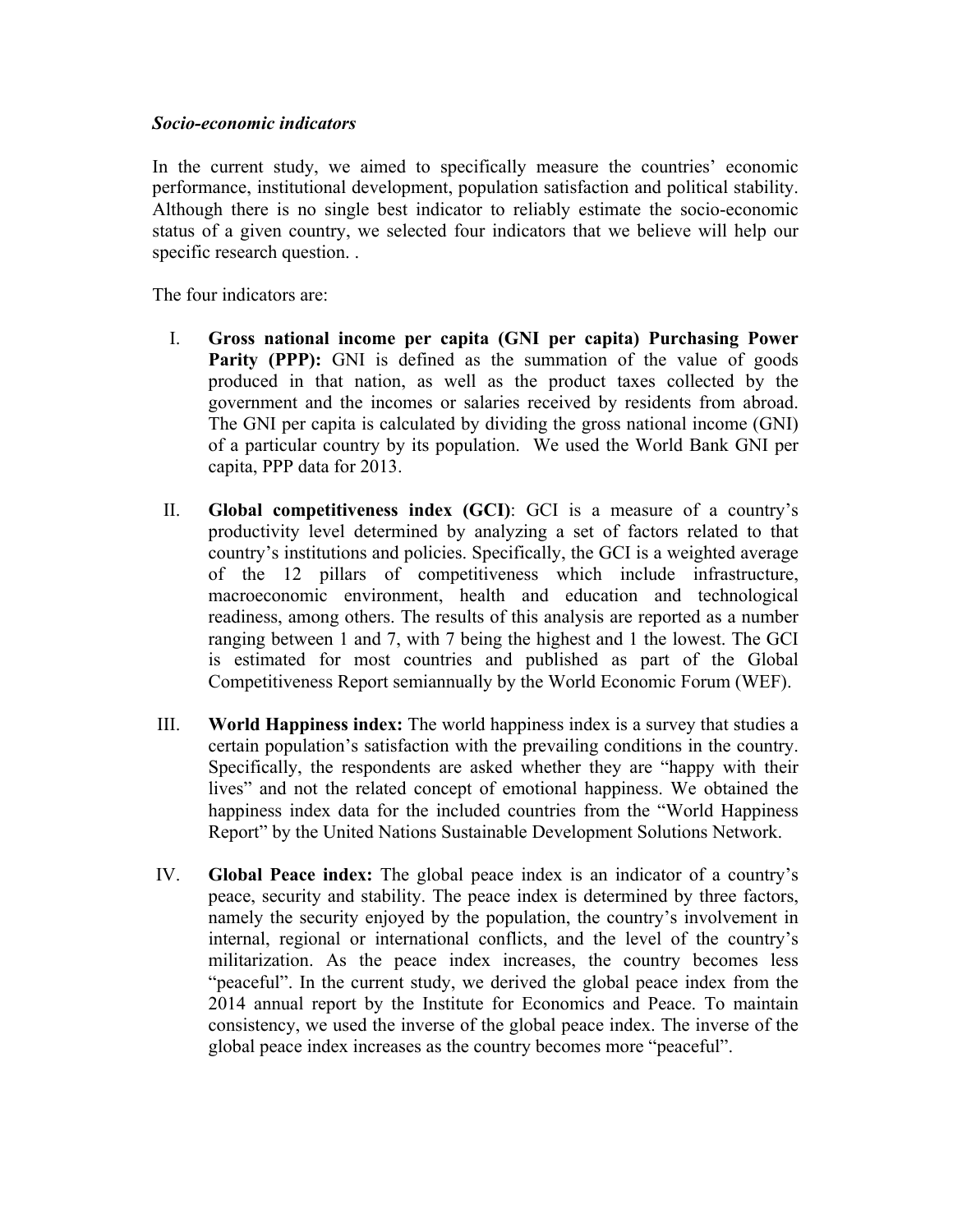***Socio-economic indicators***

In the current study, we aimed to specifically measure the countries' economic performance, institutional development, population satisfaction and political stability. Although there is no single best indicator to reliably estimate the socio-economic status of a given country, we selected four indicators that we believe will help our specific research question. .

The four indicators are:

I. **Gross national income per capita (GNI per capita) Purchasing Power Parity (PPP):** GNI is defined as the summation of the value of goods produced in that nation, as well as the product taxes collected by the government and the incomes or salaries received by residents from abroad. The GNI per capita is calculated by dividing the gross national income (GNI) of a particular country by its population. We used the World Bank GNI per capita, PPP data for 2013.

II. **Global competitiveness index (GCI)**: GCI is a measure of a country's productivity level determined by analyzing a set of factors related to that country's institutions and policies. Specifically, the GCI is a weighted average of the 12 pillars of competitiveness which include infrastructure, macroeconomic environment, health and education and technological readiness, among others. The results of this analysis are reported as a number ranging between 1 and 7, with 7 being the highest and 1 the lowest. The GCI is estimated for most countries and published as part of the Global Competitiveness Report semiannually by the World Economic Forum (WEF).

III. **World Happiness index:** The world happiness index is a survey that studies a certain population's satisfaction with the prevailing conditions in the country. Specifically, the respondents are asked whether they are "happy with their lives" and not the related concept of emotional happiness. We obtained the happiness index data for the included countries from the "World Happiness Report" by the United Nations Sustainable Development Solutions Network.

IV. **Global Peace index:** The global peace index is an indicator of a country's peace, security and stability. The peace index is determined by three factors, namely the security enjoyed by the population, the country's involvement in internal, regional or international conflicts, and the level of the country's militarization. As the peace index increases, the country becomes less "peaceful". In the current study, we derived the global peace index from the 2014 annual report by the Institute for Economics and Peace. To maintain consistency, we used the inverse of the global peace index. The inverse of the global peace index increases as the country becomes more "peaceful".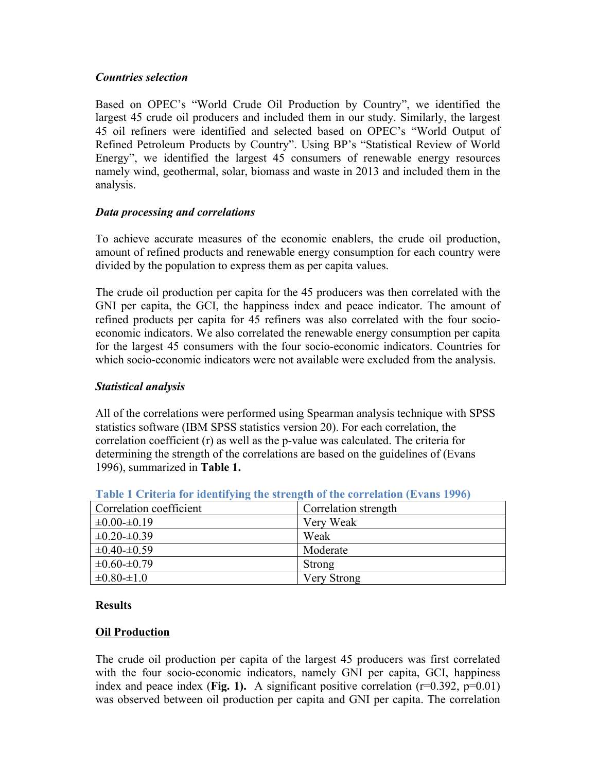### *Countries selection*

Based on OPEC's "World Crude Oil Production by Country", we identified the largest 45 crude oil producers and included them in our study. Similarly, the largest 45 oil refiners were identified and selected based on OPEC's "World Output of Refined Petroleum Products by Country". Using BP's "Statistical Review of World Energy", we identified the largest 45 consumers of renewable energy resources namely wind, geothermal, solar, biomass and waste in 2013 and included them in the analysis.

### *Data processing and correlations*

To achieve accurate measures of the economic enablers, the crude oil production, amount of refined products and renewable energy consumption for each country were divided by the population to express them as per capita values.

The crude oil production per capita for the 45 producers was then correlated with the GNI per capita, the GCI, the happiness index and peace indicator. The amount of refined products per capita for 45 refiners was also correlated with the four socio-economic indicators. We also correlated the renewable energy consumption per capita for the largest 45 consumers with the four socio-economic indicators. Countries for which socio-economic indicators were not available were excluded from the analysis.

### *Statistical analysis*

All of the correlations were performed using Spearman analysis technique with SPSS statistics software (IBM SPSS statistics version 20). For each correlation, the correlation coefficient (r) as well as the p-value was calculated. The criteria for determining the strength of the correlations are based on the guidelines of (Evans 1996), summarized in **Table 1.**

**Table 1 Criteria for identifying the strength of the correlation (Evans 1996)**

| Correlation coefficient | Correlation strength |
|---|---|
| ±0.00-±0.19 | Very Weak |
| ±0.20-±0.39 | Weak |
| ±0.40-±0.59 | Moderate |
| ±0.60-±0.79 | Strong |
| ±0.80-±1.0 | Very Strong |

## Results

### Oil Production

The crude oil production per capita of the largest 45 producers was first correlated with the four socio-economic indicators, namely GNI per capita, GCI, happiness index and peace index (**Fig. 1).** A significant positive correlation ($r=0.392$, $p=0.01$) was observed between oil production per capita and GNI per capita. The correlation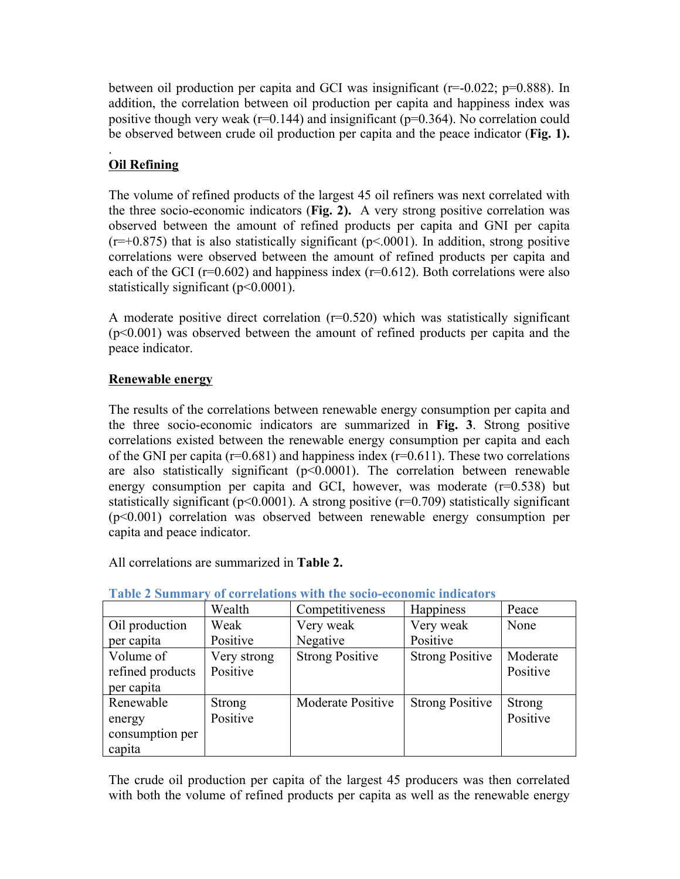between oil production per capita and GCI was insignificant ($r=-0.022$; $p=0.888$). In addition, the correlation between oil production per capita and happiness index was positive though very weak ($r=0.144$) and insignificant ($p=0.364$). No correlation could be observed between crude oil production per capita and the peace indicator (**Fig. 1).**

.

**Oil Refining**

The volume of refined products of the largest 45 oil refiners was next correlated with the three socio-economic indicators (**Fig. 2).** A very strong positive correlation was observed between the amount of refined products per capita and GNI per capita ($r=+0.875$) that is also statistically significant ($p<.0001$). In addition, strong positive correlations were observed between the amount of refined products per capita and each of the GCI ($r=0.602$) and happiness index ($r=0.612$). Both correlations were also statistically significant ($p<0.0001$).

A moderate positive direct correlation ($r=0.520$) which was statistically significant ($p<0.001$) was observed between the amount of refined products per capita and the peace indicator.

**Renewable energy**

The results of the correlations between renewable energy consumption per capita and the three socio-economic indicators are summarized in **Fig. 3**. Strong positive correlations existed between the renewable energy consumption per capita and each of the GNI per capita ($r=0.681$) and happiness index ($r=0.611$). These two correlations are also statistically significant ($p<0.0001$). The correlation between renewable energy consumption per capita and GCI, however, was moderate ($r=0.538$) but statistically significant ($p<0.0001$). A strong positive ($r=0.709$) statistically significant ($p<0.001$) correlation was observed between renewable energy consumption per capita and peace indicator.

All correlations are summarized in **Table 2.**

**Table 2 Summary of correlations with the socio-economic indicators**

| | Wealth | Competitiveness | Happiness | Peace |
|---|---|---|---|---|
| Oil production per capita | Weak Positive | Very weak Negative | Very weak Positive | None |
| Volume of refined products per capita | Very strong Positive | Strong Positive | Strong Positive | Moderate Positive |
| Renewable energy consumption per capita | Strong Positive | Moderate Positive | Strong Positive | Strong Positive |

The crude oil production per capita of the largest 45 producers was then correlated with both the volume of refined products per capita as well as the renewable energy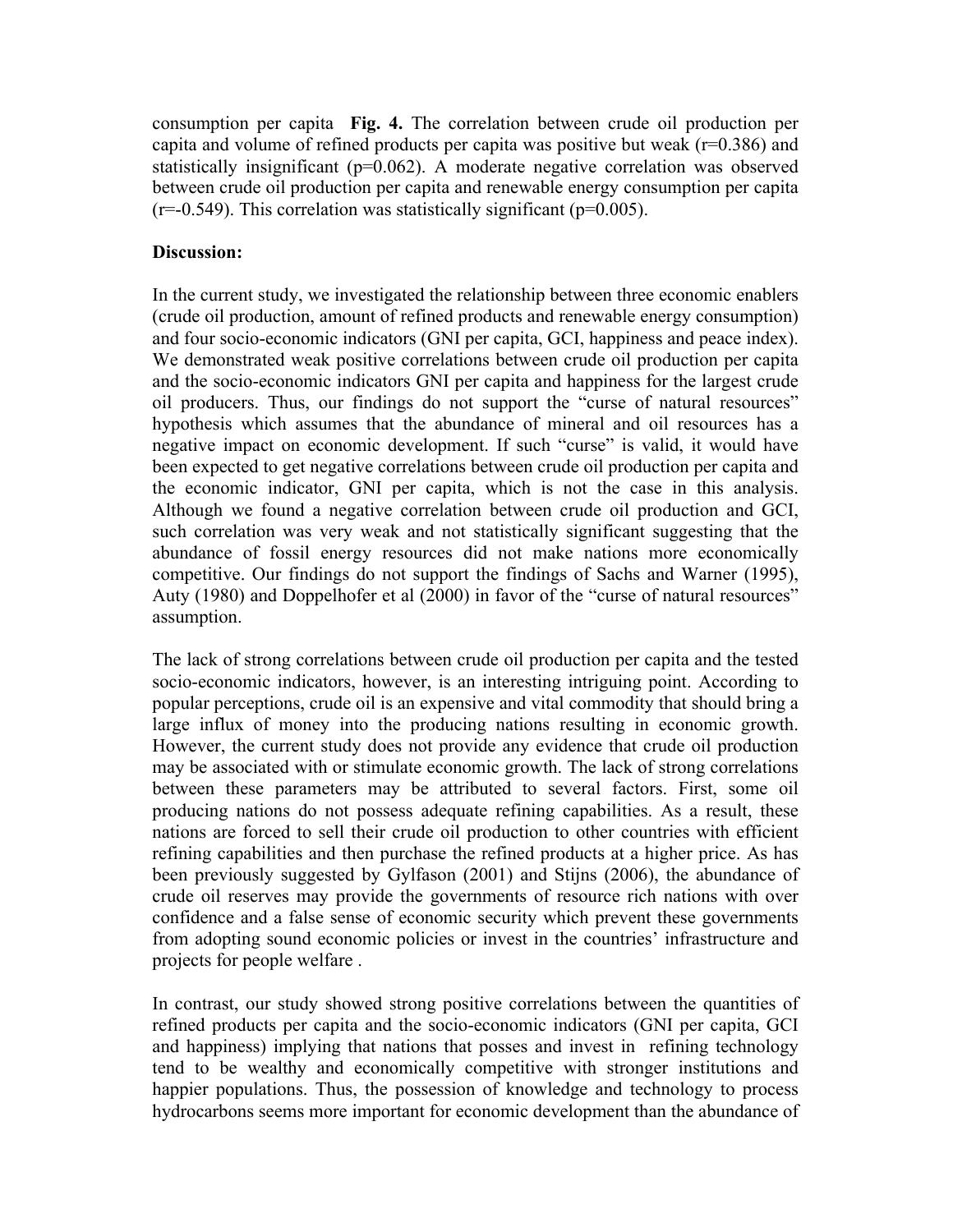consumption per capita **Fig. 4.** The correlation between crude oil production per capita and volume of refined products per capita was positive but weak ($r=0.386$) and statistically insignificant ($p=0.062$). A moderate negative correlation was observed between crude oil production per capita and renewable energy consumption per capita ($r=-0.549$). This correlation was statistically significant ($p=0.005$).

**Discussion:**

In the current study, we investigated the relationship between three economic enablers (crude oil production, amount of refined products and renewable energy consumption) and four socio-economic indicators (GNI per capita, GCI, happiness and peace index). We demonstrated weak positive correlations between crude oil production per capita and the socio-economic indicators GNI per capita and happiness for the largest crude oil producers. Thus, our findings do not support the "curse of natural resources" hypothesis which assumes that the abundance of mineral and oil resources has a negative impact on economic development. If such "curse" is valid, it would have been expected to get negative correlations between crude oil production per capita and the economic indicator, GNI per capita, which is not the case in this analysis. Although we found a negative correlation between crude oil production and GCI, such correlation was very weak and not statistically significant suggesting that the abundance of fossil energy resources did not make nations more economically competitive. Our findings do not support the findings of Sachs and Warner (1995), Auty (1980) and Doppelhofer et al (2000) in favor of the "curse of natural resources" assumption.

The lack of strong correlations between crude oil production per capita and the tested socio-economic indicators, however, is an interesting intriguing point. According to popular perceptions, crude oil is an expensive and vital commodity that should bring a large influx of money into the producing nations resulting in economic growth. However, the current study does not provide any evidence that crude oil production may be associated with or stimulate economic growth. The lack of strong correlations between these parameters may be attributed to several factors. First, some oil producing nations do not possess adequate refining capabilities. As a result, these nations are forced to sell their crude oil production to other countries with efficient refining capabilities and then purchase the refined products at a higher price. As has been previously suggested by Gylfason (2001) and Stijns (2006), the abundance of crude oil reserves may provide the governments of resource rich nations with over confidence and a false sense of economic security which prevent these governments from adopting sound economic policies or invest in the countries' infrastructure and projects for people welfare .

In contrast, our study showed strong positive correlations between the quantities of refined products per capita and the socio-economic indicators (GNI per capita, GCI and happiness) implying that nations that posses and invest in refining technology tend to be wealthy and economically competitive with stronger institutions and happier populations. Thus, the possession of knowledge and technology to process hydrocarbons seems more important for economic development than the abundance of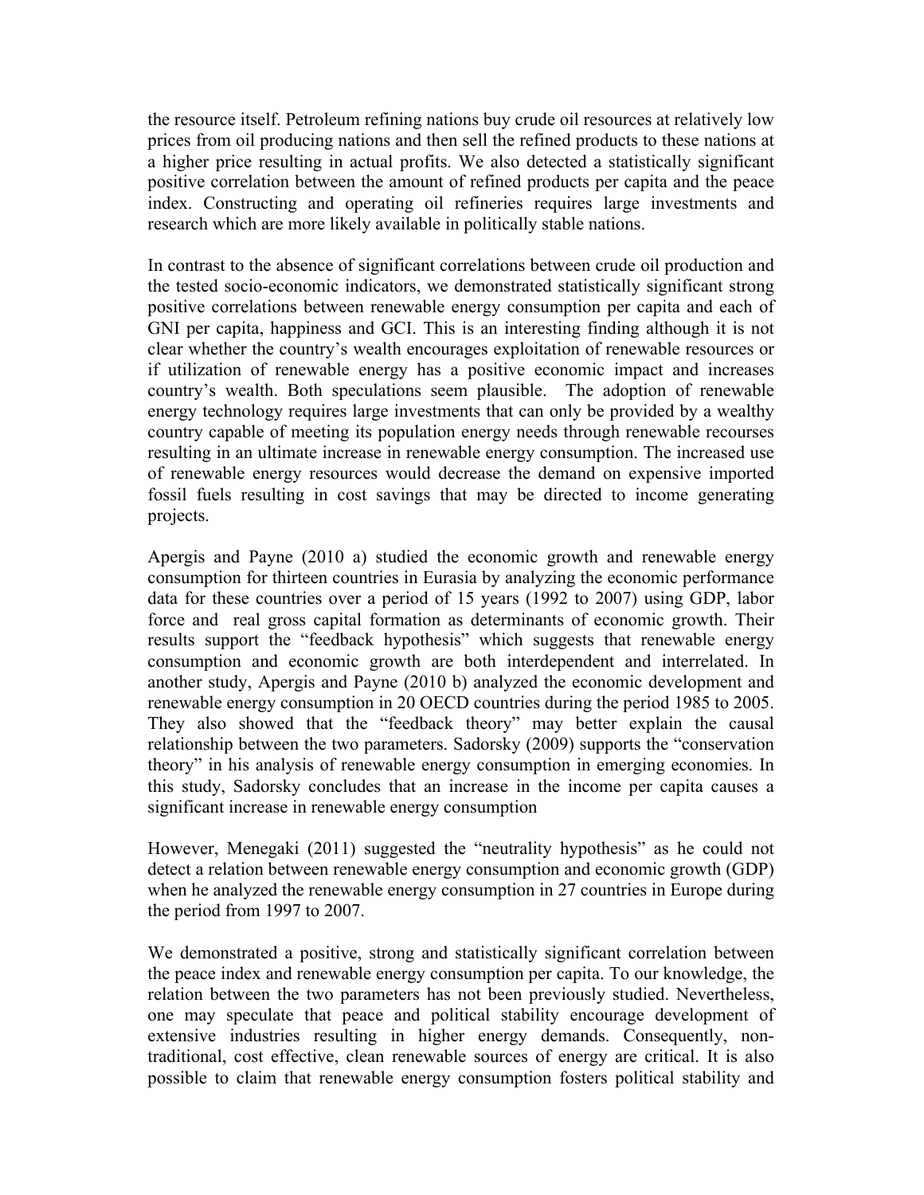the resource itself. Petroleum refining nations buy crude oil resources at relatively low prices from oil producing nations and then sell the refined products to these nations at a higher price resulting in actual profits. We also detected a statistically significant positive correlation between the amount of refined products per capita and the peace index. Constructing and operating oil refineries requires large investments and research which are more likely available in politically stable nations.

In contrast to the absence of significant correlations between crude oil production and the tested socio-economic indicators, we demonstrated statistically significant strong positive correlations between renewable energy consumption per capita and each of GNI per capita, happiness and GCI. This is an interesting finding although it is not clear whether the country's wealth encourages exploitation of renewable resources or if utilization of renewable energy has a positive economic impact and increases country's wealth. Both speculations seem plausible. The adoption of renewable energy technology requires large investments that can only be provided by a wealthy country capable of meeting its population energy needs through renewable recourses resulting in an ultimate increase in renewable energy consumption. The increased use of renewable energy resources would decrease the demand on expensive imported fossil fuels resulting in cost savings that may be directed to income generating projects.

Apergis and Payne (2010 a) studied the economic growth and renewable energy consumption for thirteen countries in Eurasia by analyzing the economic performance data for these countries over a period of 15 years (1992 to 2007) using GDP, labor force and real gross capital formation as determinants of economic growth. Their results support the "feedback hypothesis" which suggests that renewable energy consumption and economic growth are both interdependent and interrelated. In another study, Apergis and Payne (2010 b) analyzed the economic development and renewable energy consumption in 20 OECD countries during the period 1985 to 2005. They also showed that the "feedback theory" may better explain the causal relationship between the two parameters. Sadorsky (2009) supports the "conservation theory" in his analysis of renewable energy consumption in emerging economies. In this study, Sadorsky concludes that an increase in the income per capita causes a significant increase in renewable energy consumption

However, Menegaki (2011) suggested the "neutrality hypothesis" as he could not detect a relation between renewable energy consumption and economic growth (GDP) when he analyzed the renewable energy consumption in 27 countries in Europe during the period from 1997 to 2007.

We demonstrated a positive, strong and statistically significant correlation between the peace index and renewable energy consumption per capita. To our knowledge, the relation between the two parameters has not been previously studied. Nevertheless, one may speculate that peace and political stability encourage development of extensive industries resulting in higher energy demands. Consequently, non-traditional, cost effective, clean renewable sources of energy are critical. It is also possible to claim that renewable energy consumption fosters political stability and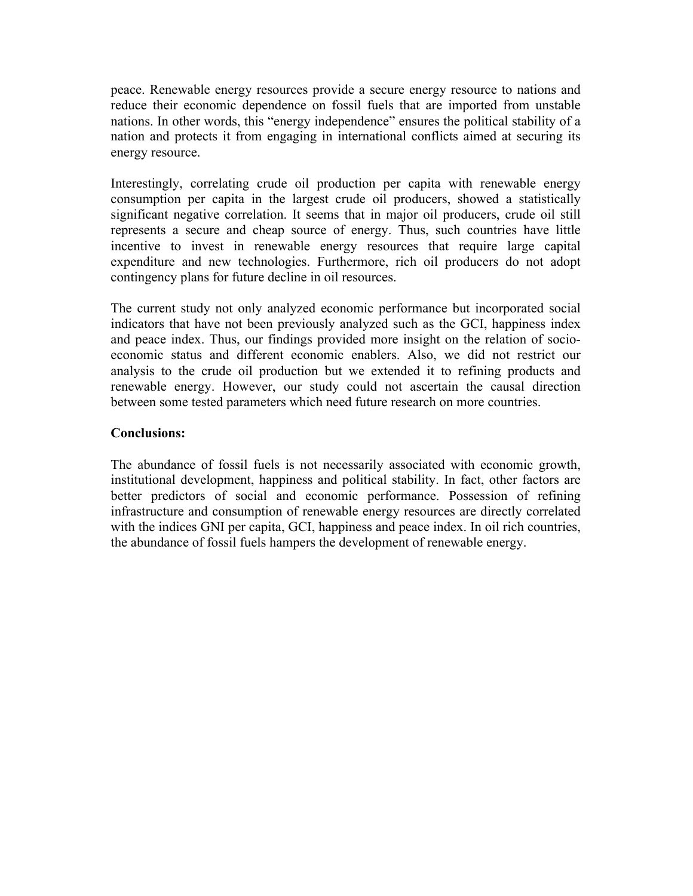peace. Renewable energy resources provide a secure energy resource to nations and reduce their economic dependence on fossil fuels that are imported from unstable nations. In other words, this "energy independence" ensures the political stability of a nation and protects it from engaging in international conflicts aimed at securing its energy resource.

Interestingly, correlating crude oil production per capita with renewable energy consumption per capita in the largest crude oil producers, showed a statistically significant negative correlation. It seems that in major oil producers, crude oil still represents a secure and cheap source of energy. Thus, such countries have little incentive to invest in renewable energy resources that require large capital expenditure and new technologies. Furthermore, rich oil producers do not adopt contingency plans for future decline in oil resources.

The current study not only analyzed economic performance but incorporated social indicators that have not been previously analyzed such as the GCI, happiness index and peace index. Thus, our findings provided more insight on the relation of socio-economic status and different economic enablers. Also, we did not restrict our analysis to the crude oil production but we extended it to refining products and renewable energy. However, our study could not ascertain the causal direction between some tested parameters which need future research on more countries.

**Conclusions:**

The abundance of fossil fuels is not necessarily associated with economic growth, institutional development, happiness and political stability. In fact, other factors are better predictors of social and economic performance. Possession of refining infrastructure and consumption of renewable energy resources are directly correlated with the indices GNI per capita, GCI, happiness and peace index. In oil rich countries, the abundance of fossil fuels hampers the development of renewable energy.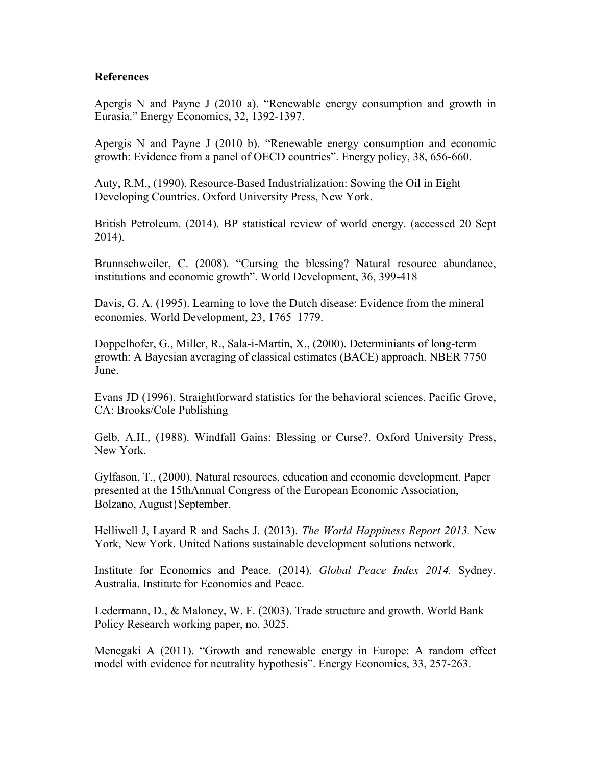**References**

Apergis N and Payne J (2010 a). "Renewable energy consumption and growth in Eurasia." Energy Economics, 32, 1392-1397.

Apergis N and Payne J (2010 b). "Renewable energy consumption and economic growth: Evidence from a panel of OECD countries". Energy policy, 38, 656-660.

Auty, R.M., (1990). Resource-Based Industrialization: Sowing the Oil in Eight Developing Countries. Oxford University Press, New York.

British Petroleum. (2014). BP statistical review of world energy. (accessed 20 Sept 2014).

Brunnschweiler, C. (2008). "Cursing the blessing? Natural resource abundance, institutions and economic growth". World Development, 36, 399-418

Davis, G. A. (1995). Learning to love the Dutch disease: Evidence from the mineral economies. World Development, 23, 1765–1779.

Doppelhofer, G., Miller, R., Sala-i-Martin, X., (2000). Determiniants of long-term growth: A Bayesian averaging of classical estimates (BACE) approach. NBER 7750 June.

Evans JD (1996). Straightforward statistics for the behavioral sciences. Pacific Grove, CA: Brooks/Cole Publishing

Gelb, A.H., (1988). Windfall Gains: Blessing or Curse?. Oxford University Press, New York.

Gylfason, T., (2000). Natural resources, education and economic development. Paper presented at the 15thAnnual Congress of the European Economic Association, Bolzano, August}September.

Helliwell J, Layard R and Sachs J. (2013). *The World Happiness Report 2013.* New York, New York. United Nations sustainable development solutions network.

Institute for Economics and Peace. (2014). *Global Peace Index 2014.* Sydney. Australia. Institute for Economics and Peace.

Ledermann, D., & Maloney, W. F. (2003). Trade structure and growth. World Bank Policy Research working paper, no. 3025.

Menegaki A (2011). "Growth and renewable energy in Europe: A random effect model with evidence for neutrality hypothesis". Energy Economics, 33, 257-263.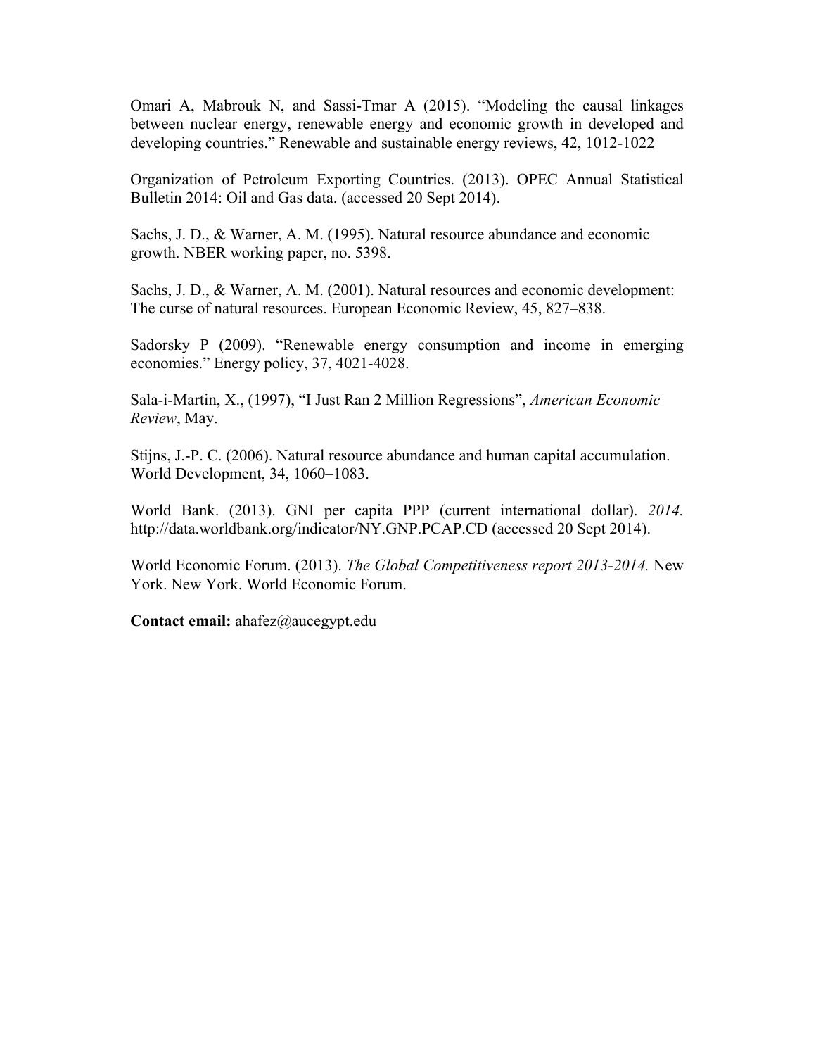Omari A, Mabrouk N, and Sassi-Tmar A (2015). "Modeling the causal linkages between nuclear energy, renewable energy and economic growth in developed and developing countries." Renewable and sustainable energy reviews, 42, 1012-1022

Organization of Petroleum Exporting Countries. (2013). OPEC Annual Statistical Bulletin 2014: Oil and Gas data. (accessed 20 Sept 2014).

Sachs, J. D., & Warner, A. M. (1995). Natural resource abundance and economic growth. NBER working paper, no. 5398.

Sachs, J. D., & Warner, A. M. (2001). Natural resources and economic development: The curse of natural resources. European Economic Review, 45, 827–838.

Sadorsky P (2009). "Renewable energy consumption and income in emerging economies." Energy policy, 37, 4021-4028.

Sala-i-Martin, X., (1997), "I Just Ran 2 Million Regressions", *American Economic Review*, May.

Stijns, J.-P. C. (2006). Natural resource abundance and human capital accumulation. World Development, 34, 1060–1083.

World Bank. (2013). GNI per capita PPP (current international dollar). *2014.* http://data.worldbank.org/indicator/NY.GNP.PCAP.CD (accessed 20 Sept 2014).

World Economic Forum. (2013). *The Global Competitiveness report 2013-2014.* New York. New York. World Economic Forum.

**Contact email:** ahafez@aucegypt.edu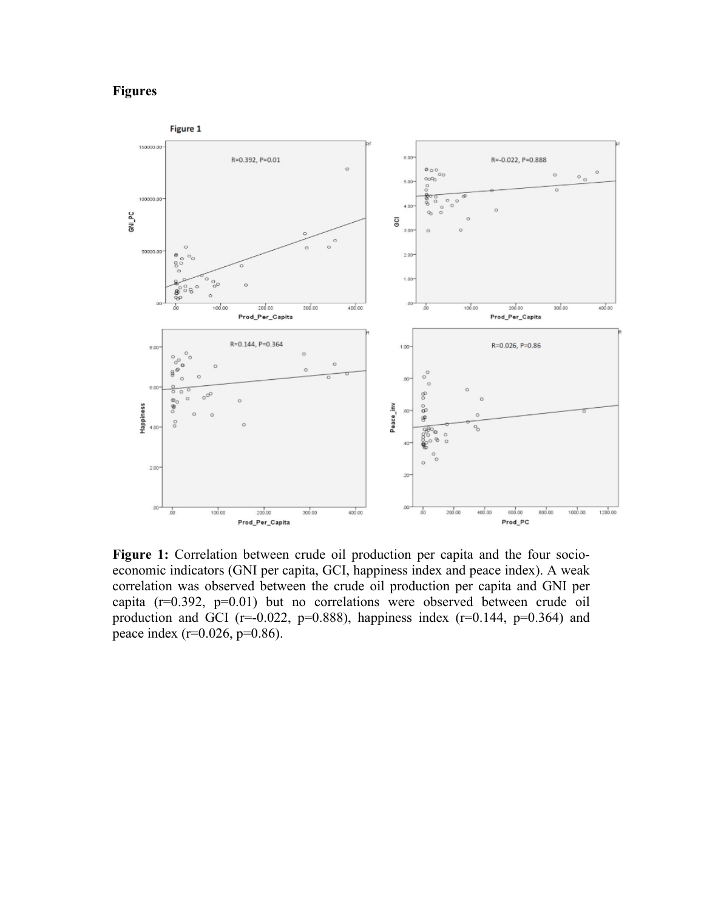**Figures**

**Figure 1:** Correlation between crude oil production per capita and the four socio-economic indicators (GNI per capita, GCI, happiness index and peace index). A weak correlation was observed between the crude oil production per capita and GNI per capita (r=0.392, p=0.01) but no correlations were observed between crude oil production and GCI (r=-0.022, p=0.888), happiness index (r=0.144, p=0.364) and peace index (r=0.026, p=0.86).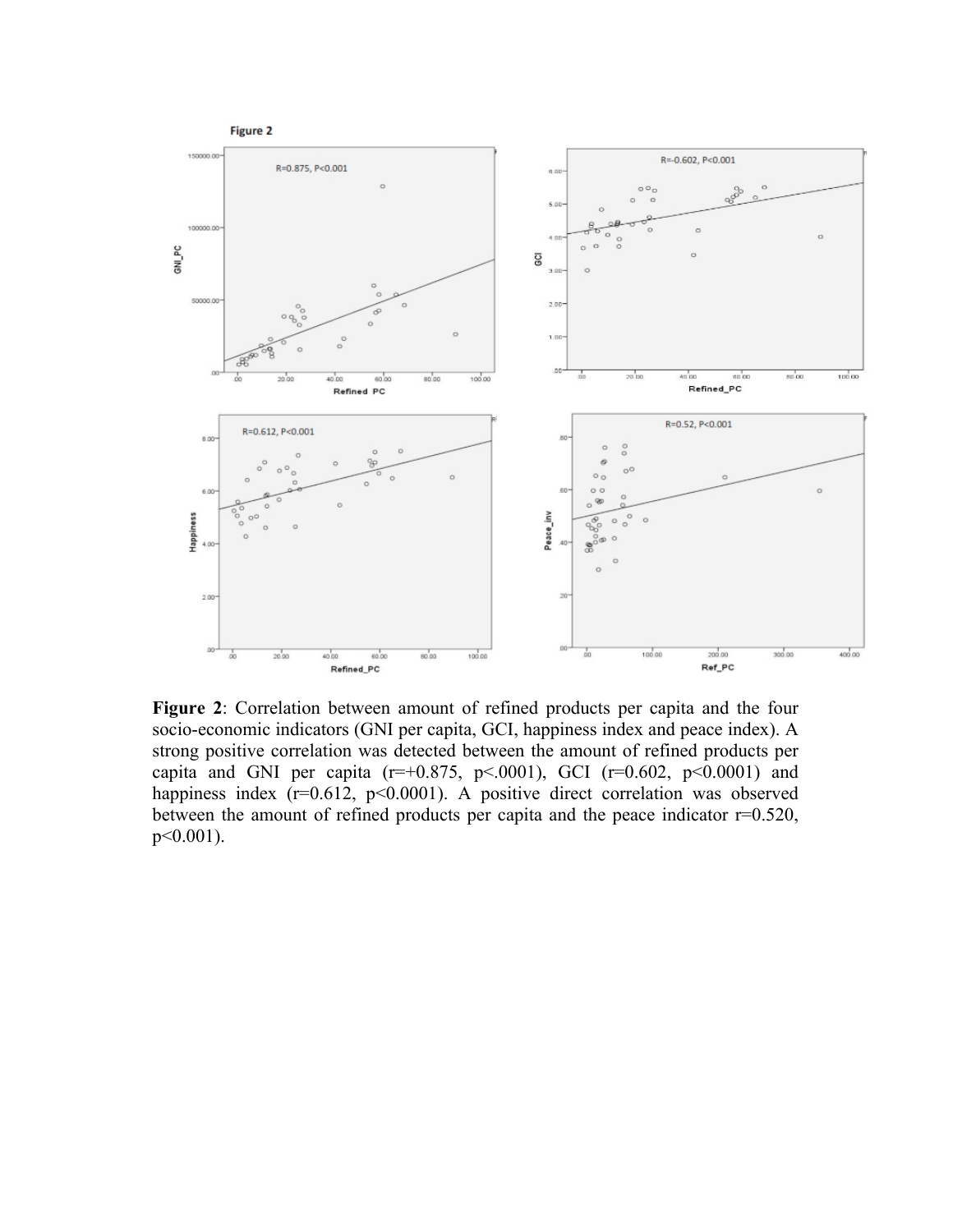**Figure 2**: Correlation between amount of refined products per capita and the four socio-economic indicators (GNI per capita, GCI, happiness index and peace index). A strong positive correlation was detected between the amount of refined products per capita and GNI per capita ($r=+0.875$, $p<.0001$), GCI ($r=0.602$, $p<0.0001$) and happiness index ($r=0.612$, $p<0.0001$). A positive direct correlation was observed between the amount of refined products per capita and the peace indicator $r=0.520$, $p<0.001$).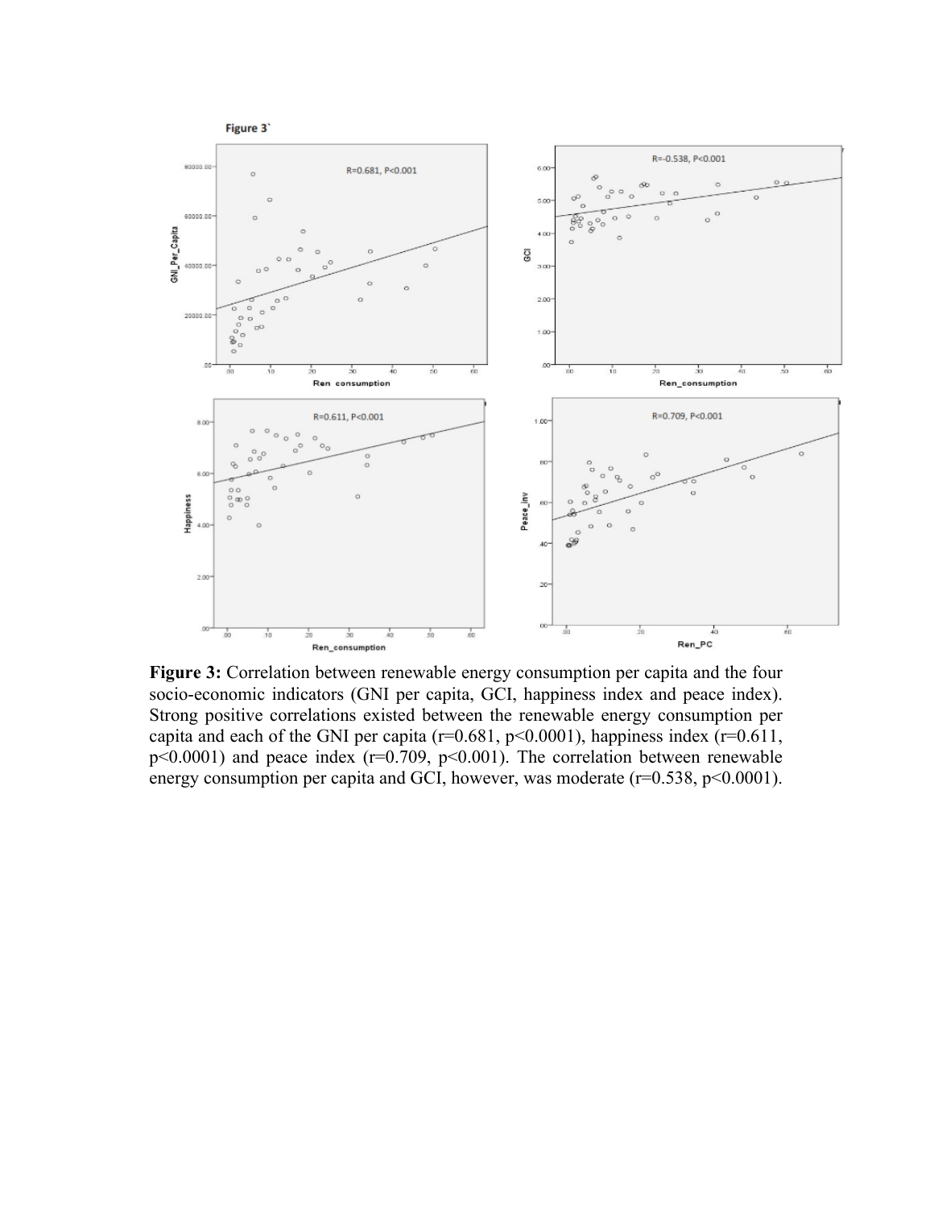Figure 3`

**Figure 3:** Correlation between renewable energy consumption per capita and the four socio-economic indicators (GNI per capita, GCI, happiness index and peace index). Strong positive correlations existed between the renewable energy consumption per capita and each of the GNI per capita ($r=0.681$, $p<0.0001$), happiness index ($r=0.611$, $p<0.0001$) and peace index ($r=0.709$, $p<0.001$). The correlation between renewable energy consumption per capita and GCI, however, was moderate ($r=0.538$, $p<0.0001$).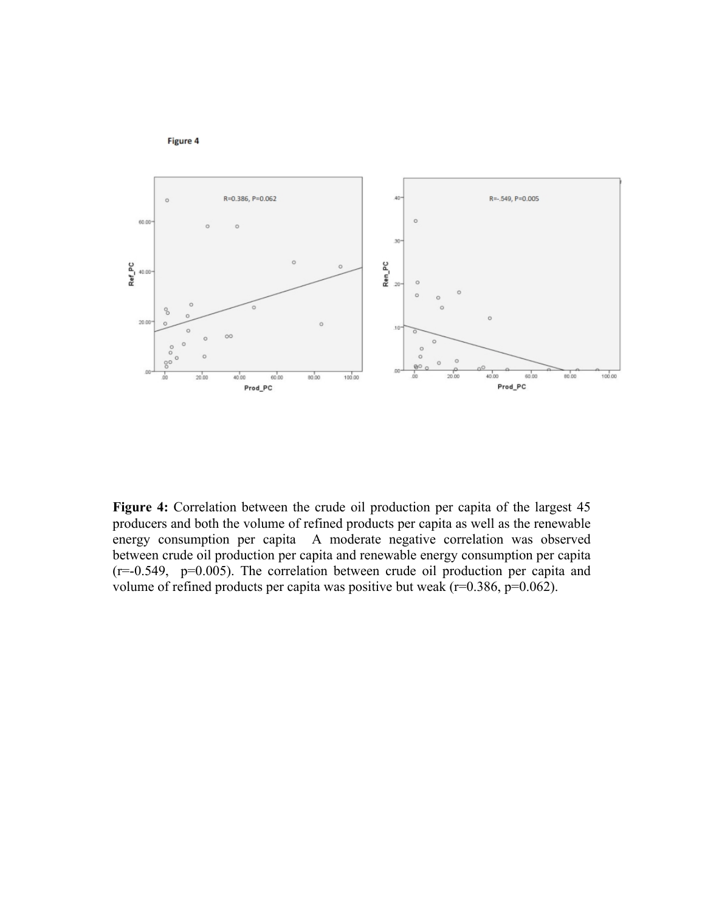**Figure 4**

R=0.386, P=0.062

Ref_PC

60.00

40.00

20.00

.00

.00 20.00 40.00 60.00 80.00 100.00

Prod_PC

R=-.549, P=0.005

Ren_PC

40

30

20

10

.00

.00 20.00 40.00 60.00 80.00 100.00

Prod_PC

**Figure 4:** Correlation between the crude oil production per capita of the largest 45 producers and both the volume of refined products per capita as well as the renewable energy consumption per capita A moderate negative correlation was observed between crude oil production per capita and renewable energy consumption per capita ($r=-0.549$, $p=0.005$). The correlation between crude oil production per capita and volume of refined products per capita was positive but weak ($r=0.386$, $p=0.062$).